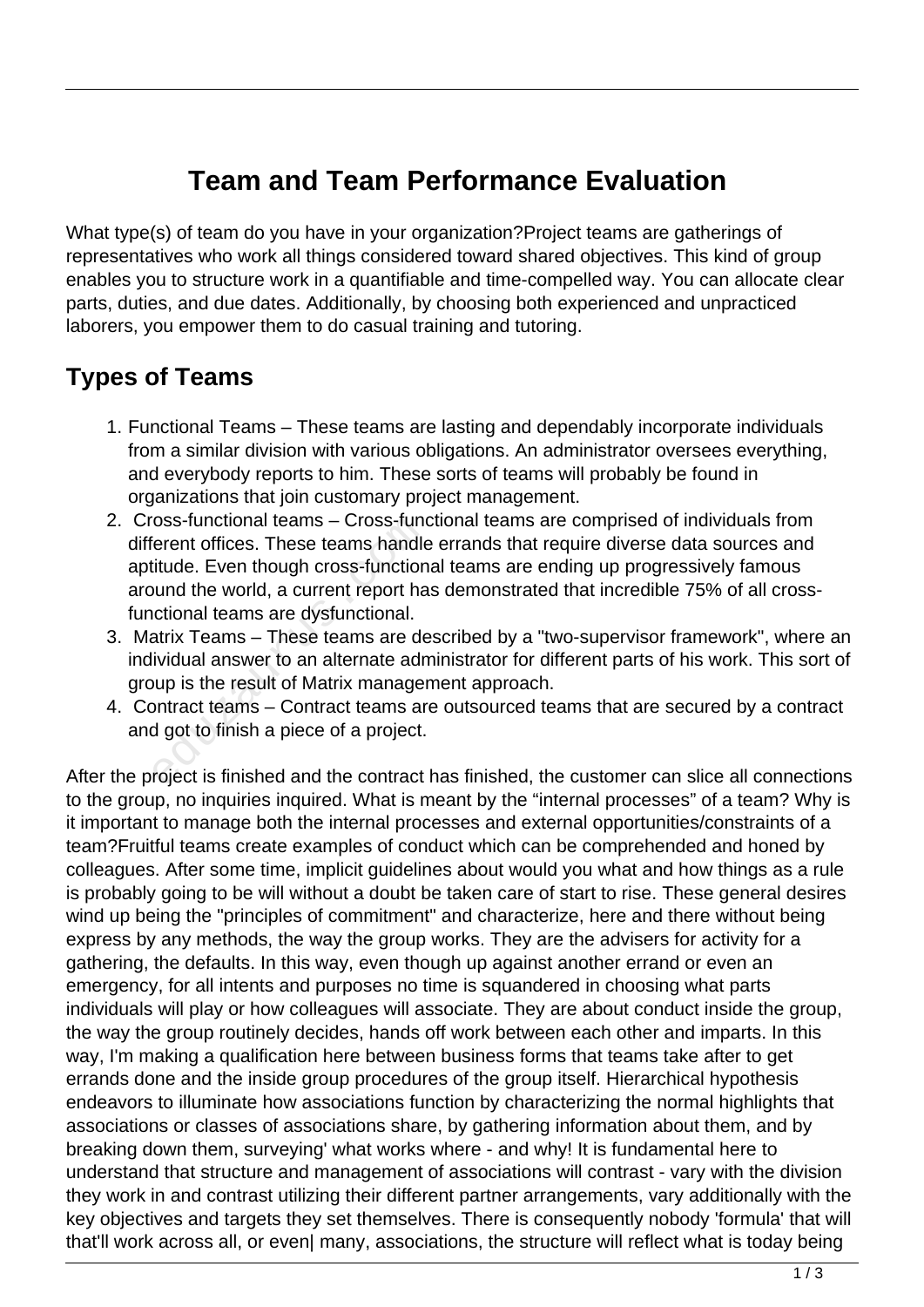# Team and Team Performance Evaluation

What type(s) of team do you have in your organization?Project teams are gatherings of representatives who work all things considered toward shared objectives. This kind of group enables you to structure work in a quantifiable and time-compelled way. You can allocate clear parts, duties, and due dates. Additionally, by choosing both experienced and unpracticed laborers, you empower them to do casual training and tutoring.

## Types of Teams

1. Functional Teams – These teams are lasting and dependably incorporate individuals from a similar division with various obligations. An administrator oversees everything, and everybody reports to him. These sorts of teams will probably be found in organizations that join customary project management.
2. Cross-functional teams – Cross-functional teams are comprised of individuals from different offices. These teams handle errands that require diverse data sources and aptitude. Even though cross-functional teams are ending up progressively famous around the world, a current report has demonstrated that incredible 75% of all cross-functional teams are dysfunctional.
3. Matrix Teams – These teams are described by a "two-supervisor framework", where an individual answer to an alternate administrator for different parts of his work. This sort of group is the result of Matrix management approach.
4. Contract teams – Contract teams are outsourced teams that are secured by a contract and got to finish a piece of a project.

After the project is finished and the contract has finished, the customer can slice all connections to the group, no inquiries inquired. What is meant by the "internal processes" of a team? Why is it important to manage both the internal processes and external opportunities/constraints of a team?Fruitful teams create examples of conduct which can be comprehended and honed by colleagues. After some time, implicit guidelines about would you what and how things as a rule is probably going to be will without a doubt be taken care of start to rise. These general desires wind up being the "principles of commitment" and characterize, here and there without being express by any methods, the way the group works. They are the advisers for activity for a gathering, the defaults. In this way, even though up against another errand or even an emergency, for all intents and purposes no time is squandered in choosing what parts individuals will play or how colleagues will associate. They are about conduct inside the group, the way the group routinely decides, hands off work between each other and imparts. In this way, I'm making a qualification here between business forms that teams take after to get errands done and the inside group procedures of the group itself. Hierarchical hypothesis endeavors to illuminate how associations function by characterizing the normal highlights that associations or classes of associations share, by gathering information about them, and by breaking down them, surveying' what works where - and why! It is fundamental here to understand that structure and management of associations will contrast - vary with the division they work in and contrast utilizing their different partner arrangements, vary additionally with the key objectives and targets they set themselves. There is consequently nobody 'formula' that will that'll work across all, or even| many, associations, the structure will reflect what is today being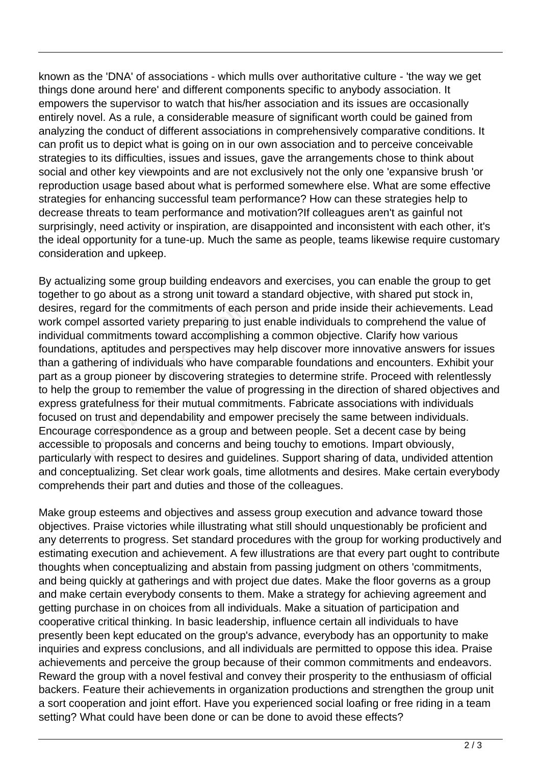known as the 'DNA' of associations - which mulls over authoritative culture - 'the way we get things done around here' and different components specific to anybody association. It empowers the supervisor to watch that his/her association and its issues are occasionally entirely novel. As a rule, a considerable measure of significant worth could be gained from analyzing the conduct of different associations in comprehensively comparative conditions. It can profit us to depict what is going on in our own association and to perceive conceivable strategies to its difficulties, issues and issues, gave the arrangements chose to think about social and other key viewpoints and are not exclusively not the only one 'expansive brush 'or reproduction usage based about what is performed somewhere else. What are some effective strategies for enhancing successful team performance? How can these strategies help to decrease threats to team performance and motivation?If colleagues aren't as gainful not surprisingly, need activity or inspiration, are disappointed and inconsistent with each other, it's the ideal opportunity for a tune-up. Much the same as people, teams likewise require customary consideration and upkeep.

By actualizing some group building endeavors and exercises, you can enable the group to get together to go about as a strong unit toward a standard objective, with shared put stock in, desires, regard for the commitments of each person and pride inside their achievements. Lead work compel assorted variety preparing to just enable individuals to comprehend the value of individual commitments toward accomplishing a common objective. Clarify how various foundations, aptitudes and perspectives may help discover more innovative answers for issues than a gathering of individuals who have comparable foundations and encounters. Exhibit your part as a group pioneer by discovering strategies to determine strife. Proceed with relentlessly to help the group to remember the value of progressing in the direction of shared objectives and express gratefulness for their mutual commitments. Fabricate associations with individuals focused on trust and dependability and empower precisely the same between individuals. Encourage correspondence as a group and between people. Set a decent case by being accessible to proposals and concerns and being touchy to emotions. Impart obviously, particularly with respect to desires and guidelines. Support sharing of data, undivided attention and conceptualizing. Set clear work goals, time allotments and desires. Make certain everybody comprehends their part and duties and those of the colleagues.

Make group esteems and objectives and assess group execution and advance toward those objectives. Praise victories while illustrating what still should unquestionably be proficient and any deterrents to progress. Set standard procedures with the group for working productively and estimating execution and achievement. A few illustrations are that every part ought to contribute thoughts when conceptualizing and abstain from passing judgment on others 'commitments, and being quickly at gatherings and with project due dates. Make the floor governs as a group and make certain everybody consents to them. Make a strategy for achieving agreement and getting purchase in on choices from all individuals. Make a situation of participation and cooperative critical thinking. In basic leadership, influence certain all individuals to have presently been kept educated on the group's advance, everybody has an opportunity to make inquiries and express conclusions, and all individuals are permitted to oppose this idea. Praise achievements and perceive the group because of their common commitments and endeavors. Reward the group with a novel festival and convey their prosperity to the enthusiasm of official backers. Feature their achievements in organization productions and strengthen the group unit a sort cooperation and joint effort. Have you experienced social loafing or free riding in a team setting? What could have been done or can be done to avoid these effects?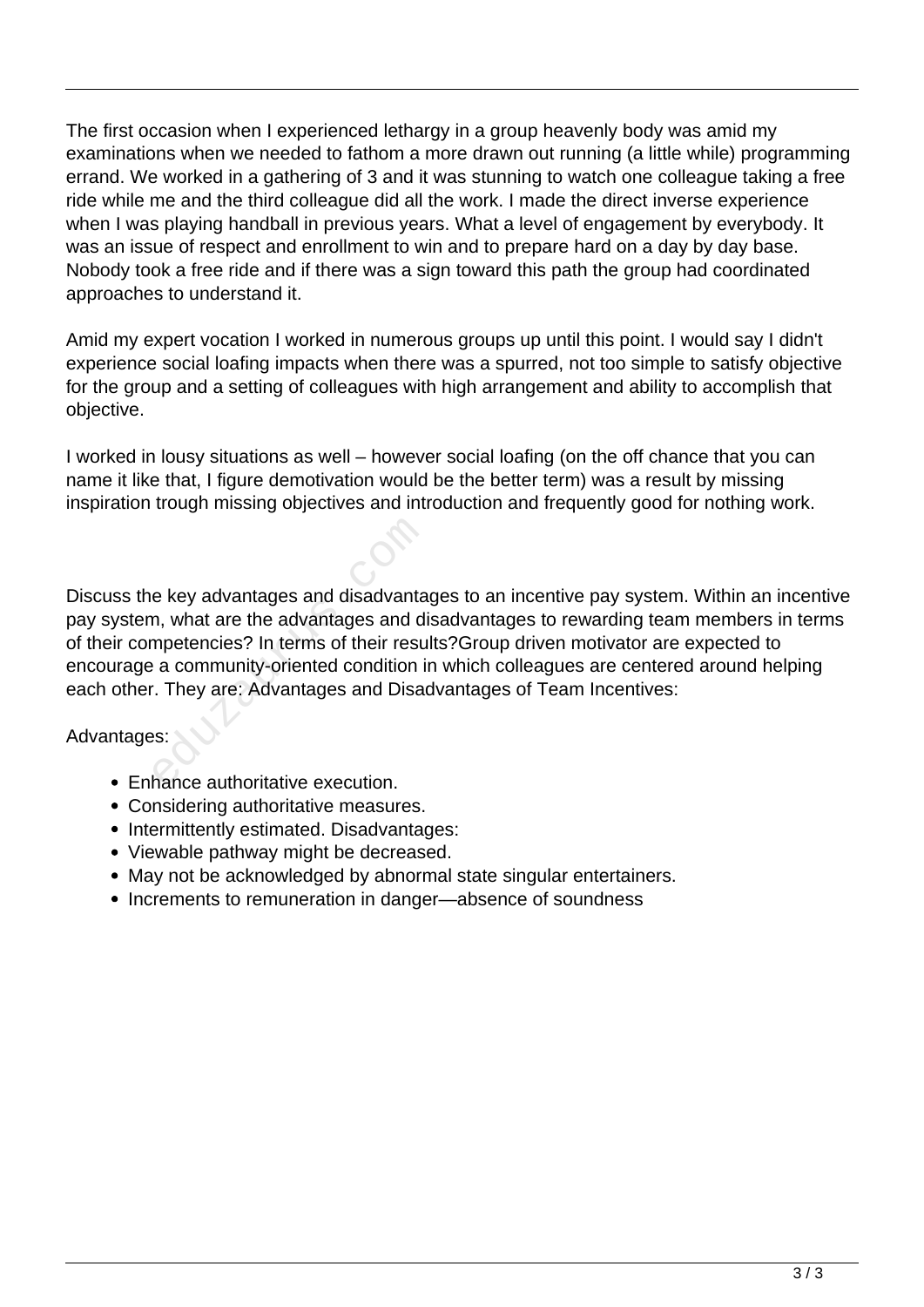The first occasion when I experienced lethargy in a group heavenly body was amid my examinations when we needed to fathom a more drawn out running (a little while) programming errand. We worked in a gathering of 3 and it was stunning to watch one colleague taking a free ride while me and the third colleague did all the work. I made the direct inverse experience when I was playing handball in previous years. What a level of engagement by everybody. It was an issue of respect and enrollment to win and to prepare hard on a day by day base. Nobody took a free ride and if there was a sign toward this path the group had coordinated approaches to understand it.

Amid my expert vocation I worked in numerous groups up until this point. I would say I didn't experience social loafing impacts when there was a spurred, not too simple to satisfy objective for the group and a setting of colleagues with high arrangement and ability to accomplish that objective.

I worked in lousy situations as well – however social loafing (on the off chance that you can name it like that, I figure demotivation would be the better term) was a result by missing inspiration trough missing objectives and introduction and frequently good for nothing work.

Discuss the key advantages and disadvantages to an incentive pay system. Within an incentive pay system, what are the advantages and disadvantages to rewarding team members in terms of their competencies? In terms of their results?Group driven motivator are expected to encourage a community-oriented condition in which colleagues are centered around helping each other. They are: Advantages and Disadvantages of Team Incentives:

Advantages:

- Enhance authoritative execution.
- Considering authoritative measures.
- Intermittently estimated. Disadvantages:
- Viewable pathway might be decreased.
- May not be acknowledged by abnormal state singular entertainers.
- Increments to remuneration in danger—absence of soundness